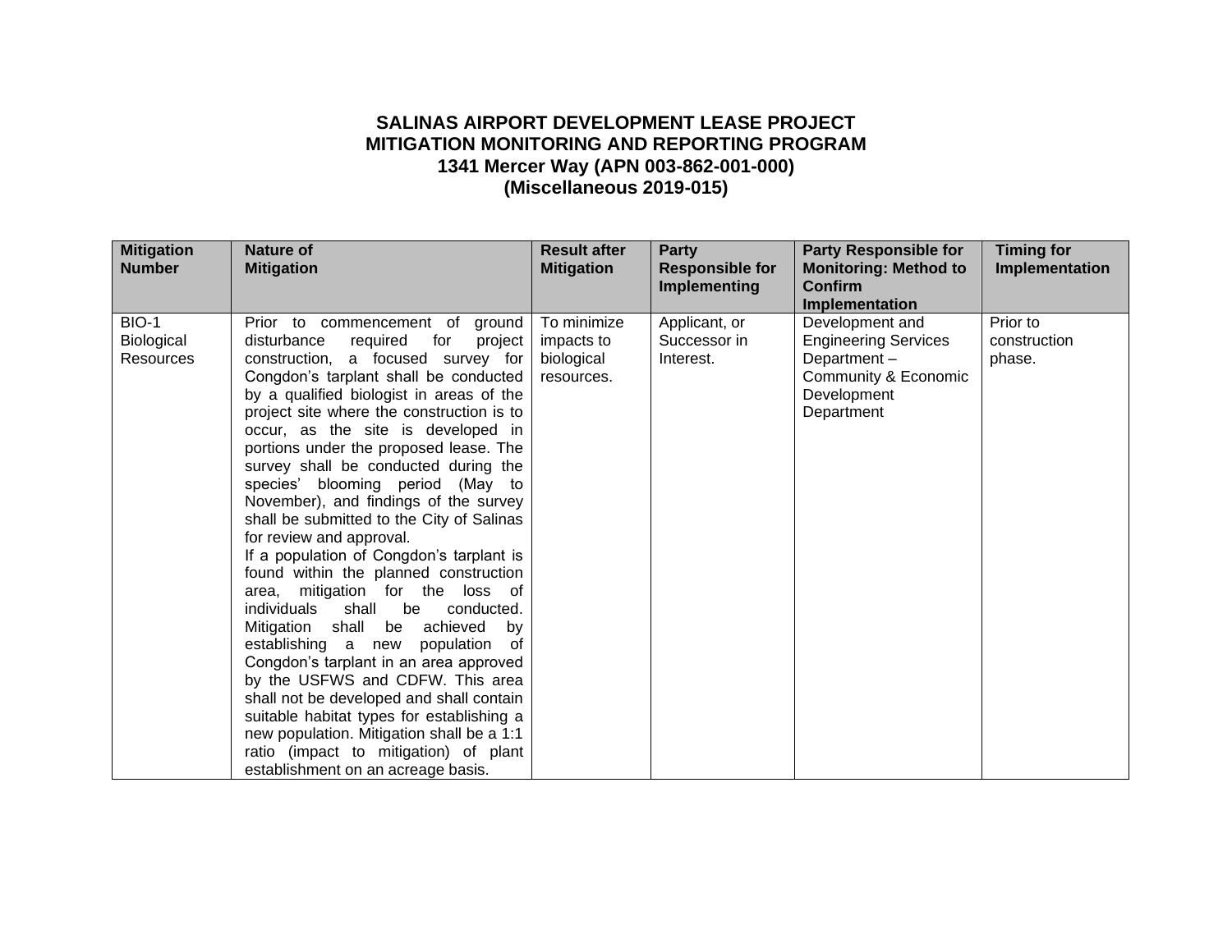# SALINAS AIRPORT DEVELOPMENT LEASE PROJECT
# MITIGATION MONITORING AND REPORTING PROGRAM
## 1341 Mercer Way (APN 003-862-001-000)
## (Miscellaneous 2019-015)

| Mitigation Number | Nature of Mitigation | Result after Mitigation | Party Responsible for Implementing | Party Responsible for Monitoring: Method to Confirm Implementation | Timing for Implementation |
|---|---|---|---|---|---|
| BIO-1 Biological Resources | Prior to commencement of ground disturbance required for project construction, a focused survey for Congdon's tarplant shall be conducted by a qualified biologist in areas of the project site where the construction is to occur, as the site is developed in portions under the proposed lease. The survey shall be conducted during the species' blooming period (May to November), and findings of the survey shall be submitted to the City of Salinas for review and approval.<br>If a population of Congdon's tarplant is found within the planned construction area, mitigation for the loss of individuals shall be conducted. Mitigation shall be achieved by establishing a new population of Congdon's tarplant in an area approved by the USFWS and CDFW. This area shall not be developed and shall contain suitable habitat types for establishing a new population. Mitigation shall be a 1:1 ratio (impact to mitigation) of plant establishment on an acreage basis. | To minimize impacts to biological resources. | Applicant, or Successor in Interest. | Development and Engineering Services Department – Community & Economic Development Department | Prior to construction phase. |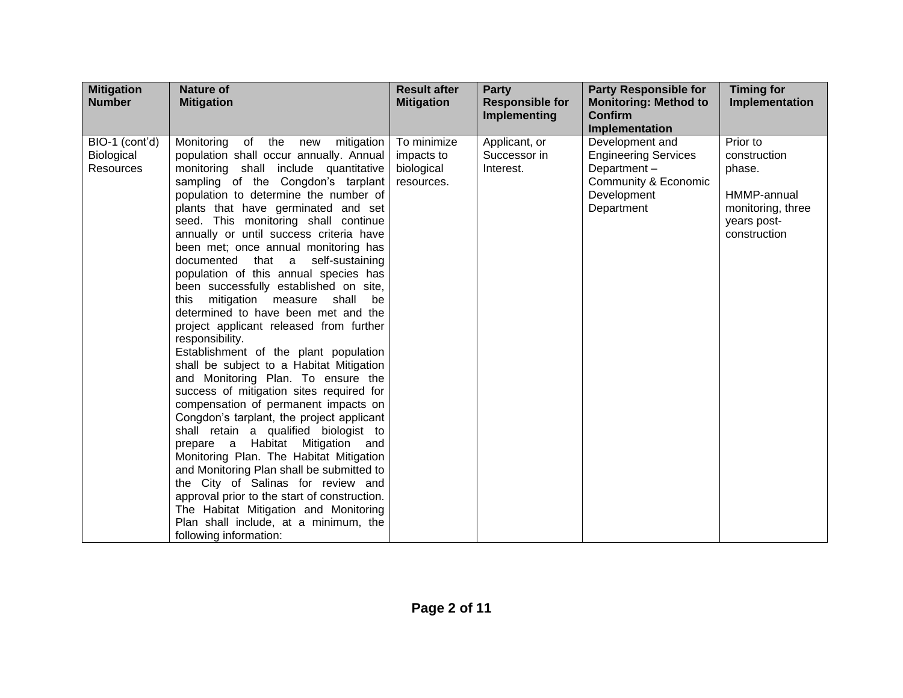| Mitigation Number | Nature of Mitigation | Result after Mitigation | Party Responsible for Implementing | Party Responsible for Monitoring: Method to Confirm Implementation | Timing for Implementation |
|---|---|---|---|---|---|
| BIO-1 (cont'd) Biological Resources | Monitoring of the new mitigation population shall occur annually. Annual monitoring shall include quantitative sampling of the Congdon's tarplant population to determine the number of plants that have germinated and set seed. This monitoring shall continue annually or until success criteria have been met; once annual monitoring has documented that a self-sustaining population of this annual species has been successfully established on site, this mitigation measure shall be determined to have been met and the project applicant released from further responsibility.<br>Establishment of the plant population shall be subject to a Habitat Mitigation and Monitoring Plan. To ensure the success of mitigation sites required for compensation of permanent impacts on Congdon's tarplant, the project applicant shall retain a qualified biologist to prepare a Habitat Mitigation and Monitoring Plan. The Habitat Mitigation and Monitoring Plan shall be submitted to the City of Salinas for review and approval prior to the start of construction. The Habitat Mitigation and Monitoring Plan shall include, at a minimum, the following information: | To minimize impacts to biological resources. | Applicant, or Successor in Interest. | Development and Engineering Services Department – Community & Economic Development Department | Prior to construction phase.<br><br>HMMP-annual monitoring, three years post-construction |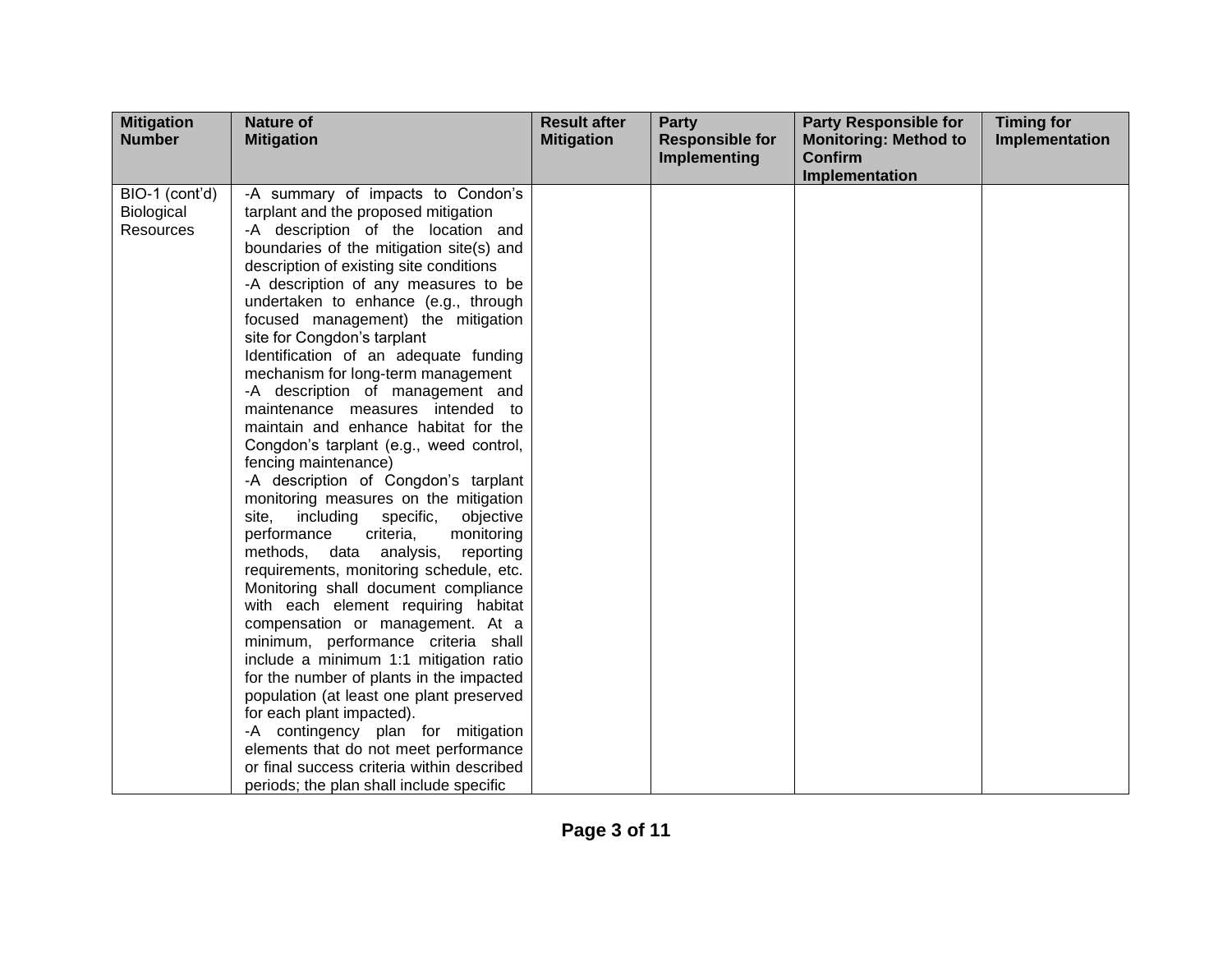| Mitigation Number | Nature of Mitigation | Result after Mitigation | Party Responsible for Implementing | Party Responsible for Monitoring: Method to Confirm Implementation | Timing for Implementation |
|---|---|---|---|---|---|
| BIO-1 (cont'd) Biological Resources | -A summary of impacts to Condon's tarplant and the proposed mitigation<br>-A description of the location and boundaries of the mitigation site(s) and description of existing site conditions<br>-A description of any measures to be undertaken to enhance (e.g., through focused management) the mitigation site for Congdon's tarplant<br>Identification of an adequate funding mechanism for long-term management<br>-A description of management and maintenance measures intended to maintain and enhance habitat for the Congdon's tarplant (e.g., weed control, fencing maintenance)<br>-A description of Congdon's tarplant monitoring measures on the mitigation site, including specific, objective performance criteria, monitoring methods, data analysis, reporting requirements, monitoring schedule, etc. Monitoring shall document compliance with each element requiring habitat compensation or management. At a minimum, performance criteria shall include a minimum 1:1 mitigation ratio for the number of plants in the impacted population (at least one plant preserved for each plant impacted).<br>-A contingency plan for mitigation elements that do not meet performance or final success criteria within described periods; the plan shall include specific | | | | |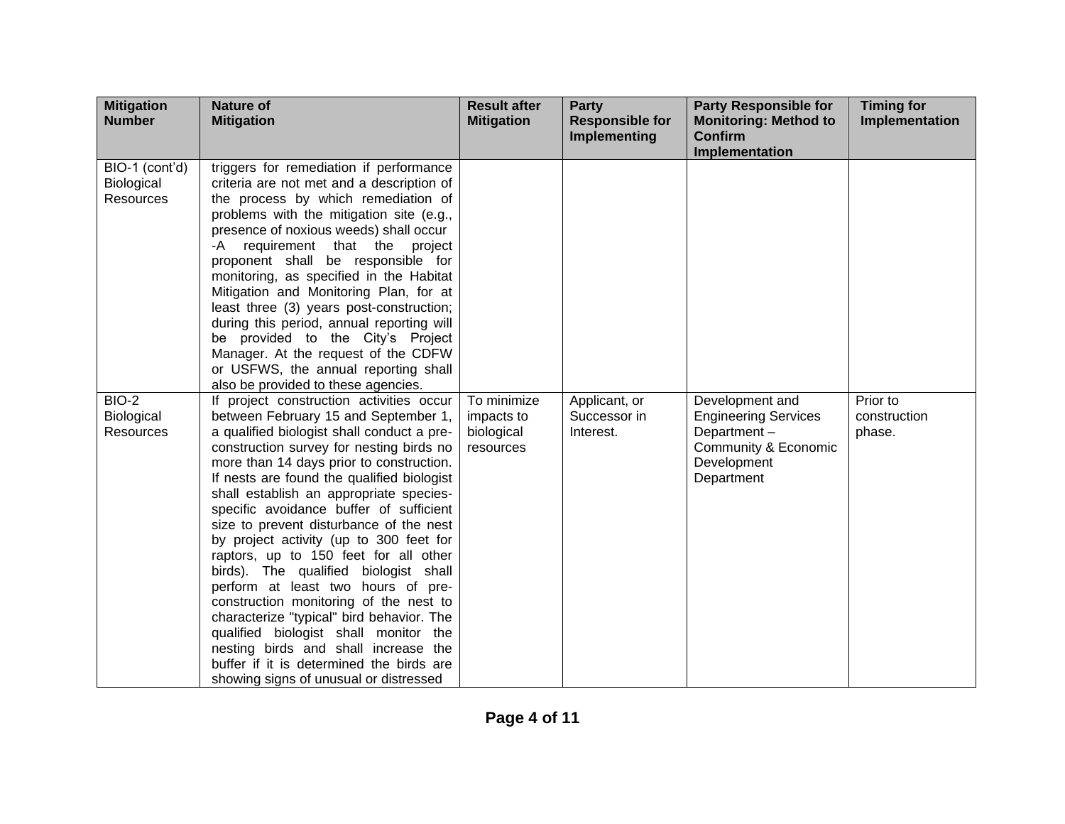| Mitigation Number | Nature of Mitigation | Result after Mitigation | Party Responsible for Implementing | Party Responsible for Monitoring: Method to Confirm Implementation | Timing for Implementation |
|---|---|---|---|---|---|
| BIO-1 (cont'd) Biological Resources | triggers for remediation if performance criteria are not met and a description of the process by which remediation of problems with the mitigation site (e.g., presence of noxious weeds) shall occur -A requirement that the project proponent shall be responsible for monitoring, as specified in the Habitat Mitigation and Monitoring Plan, for at least three (3) years post-construction; during this period, annual reporting will be provided to the City's Project Manager. At the request of the CDFW or USFWS, the annual reporting shall also be provided to these agencies. | | | | |
| BIO-2 Biological Resources | If project construction activities occur between February 15 and September 1, a qualified biologist shall conduct a pre-construction survey for nesting birds no more than 14 days prior to construction. If nests are found the qualified biologist shall establish an appropriate species-specific avoidance buffer of sufficient size to prevent disturbance of the nest by project activity (up to 300 feet for raptors, up to 150 feet for all other birds). The qualified biologist shall perform at least two hours of pre-construction monitoring of the nest to characterize "typical" bird behavior. The qualified biologist shall monitor the nesting birds and shall increase the buffer if it is determined the birds are showing signs of unusual or distressed | To minimize impacts to biological resources | Applicant, or Successor in Interest. | Development and Engineering Services Department – Community & Economic Development Department | Prior to construction phase. |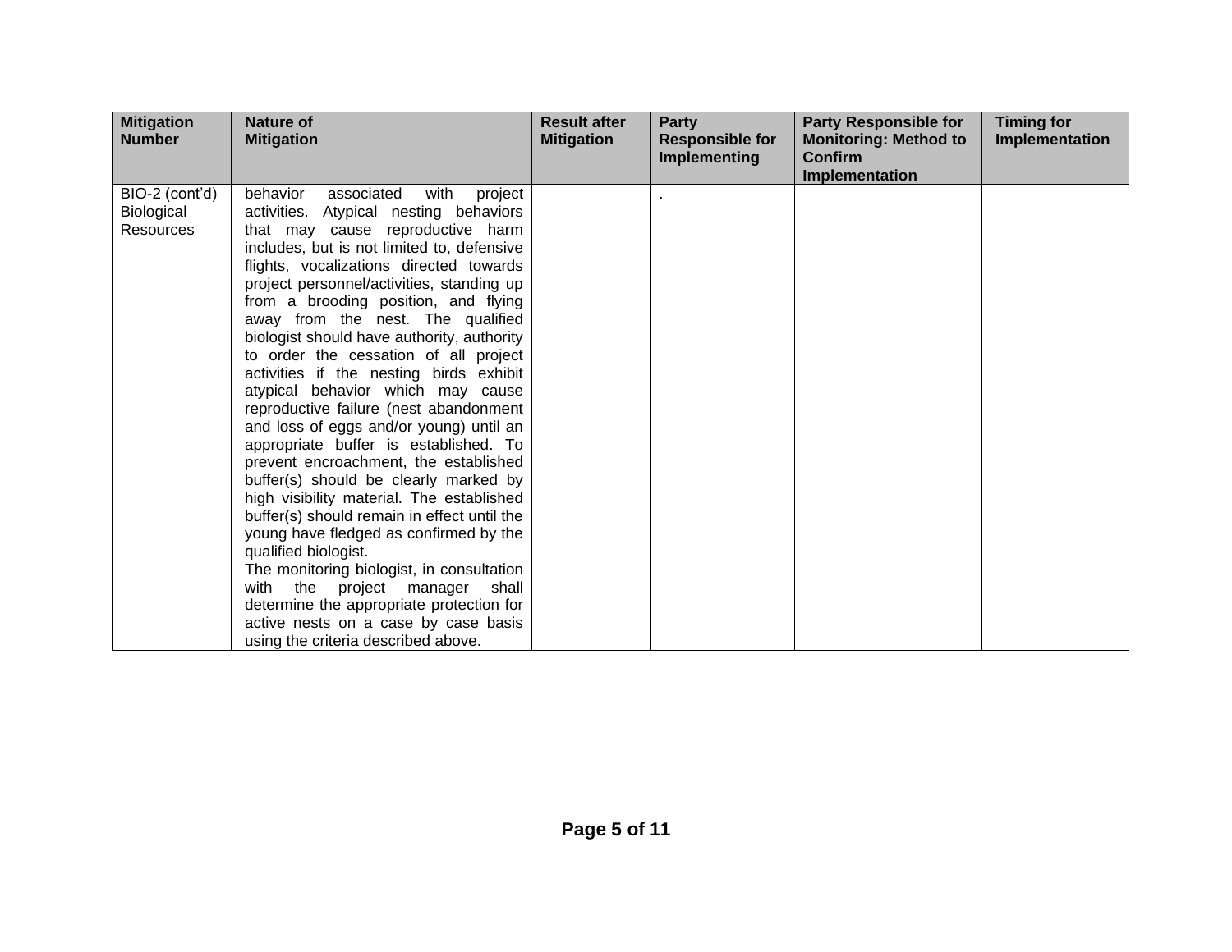| Mitigation Number | Nature of Mitigation | Result after Mitigation | Party Responsible for Implementing | Party Responsible for Monitoring: Method to Confirm Implementation | Timing for Implementation |
|---|---|---|---|---|---|
| BIO-2 (cont'd) Biological Resources | behavior associated with project activities. Atypical nesting behaviors that may cause reproductive harm includes, but is not limited to, defensive flights, vocalizations directed towards project personnel/activities, standing up from a brooding position, and flying away from the nest. The qualified biologist should have authority, authority to order the cessation of all project activities if the nesting birds exhibit atypical behavior which may cause reproductive failure (nest abandonment and loss of eggs and/or young) until an appropriate buffer is established. To prevent encroachment, the established buffer(s) should be clearly marked by high visibility material. The established buffer(s) should remain in effect until the young have fledged as confirmed by the qualified biologist.<br>The monitoring biologist, in consultation with the project manager shall determine the appropriate protection for active nests on a case by case basis using the criteria described above. | | . | | |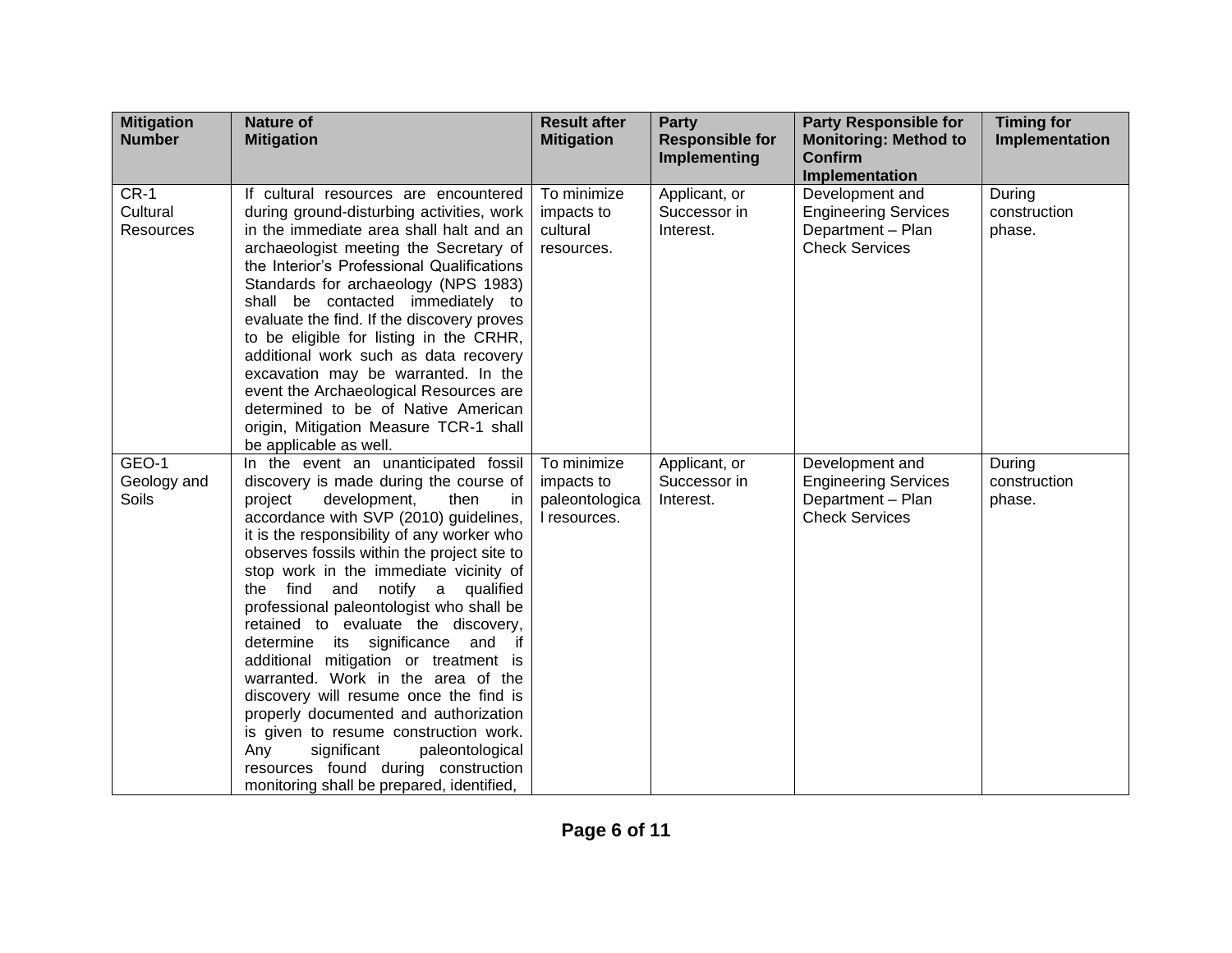| Mitigation Number | Nature of Mitigation | Result after Mitigation | Party Responsible for Implementing | Party Responsible for Monitoring: Method to Confirm Implementation | Timing for Implementation |
|---|---|---|---|---|---|
| CR-1 Cultural Resources | If cultural resources are encountered during ground-disturbing activities, work in the immediate area shall halt and an archaeologist meeting the Secretary of the Interior's Professional Qualifications Standards for archaeology (NPS 1983) shall be contacted immediately to evaluate the find. If the discovery proves to be eligible for listing in the CRHR, additional work such as data recovery excavation may be warranted. In the event the Archaeological Resources are determined to be of Native American origin, Mitigation Measure TCR-1 shall be applicable as well. | To minimize impacts to cultural resources. | Applicant, or Successor in Interest. | Development and Engineering Services Department – Plan Check Services | During construction phase. |
| GEO-1 Geology and Soils | In the event an unanticipated fossil discovery is made during the course of project development, then in accordance with SVP (2010) guidelines, it is the responsibility of any worker who observes fossils within the project site to stop work in the immediate vicinity of the find and notify a qualified professional paleontologist who shall be retained to evaluate the discovery, determine its significance and if additional mitigation or treatment is warranted. Work in the area of the discovery will resume once the find is properly documented and authorization is given to resume construction work. Any significant paleontological resources found during construction monitoring shall be prepared, identified, | To minimize impacts to paleontological resources. | Applicant, or Successor in Interest. | Development and Engineering Services Department – Plan Check Services | During construction phase. |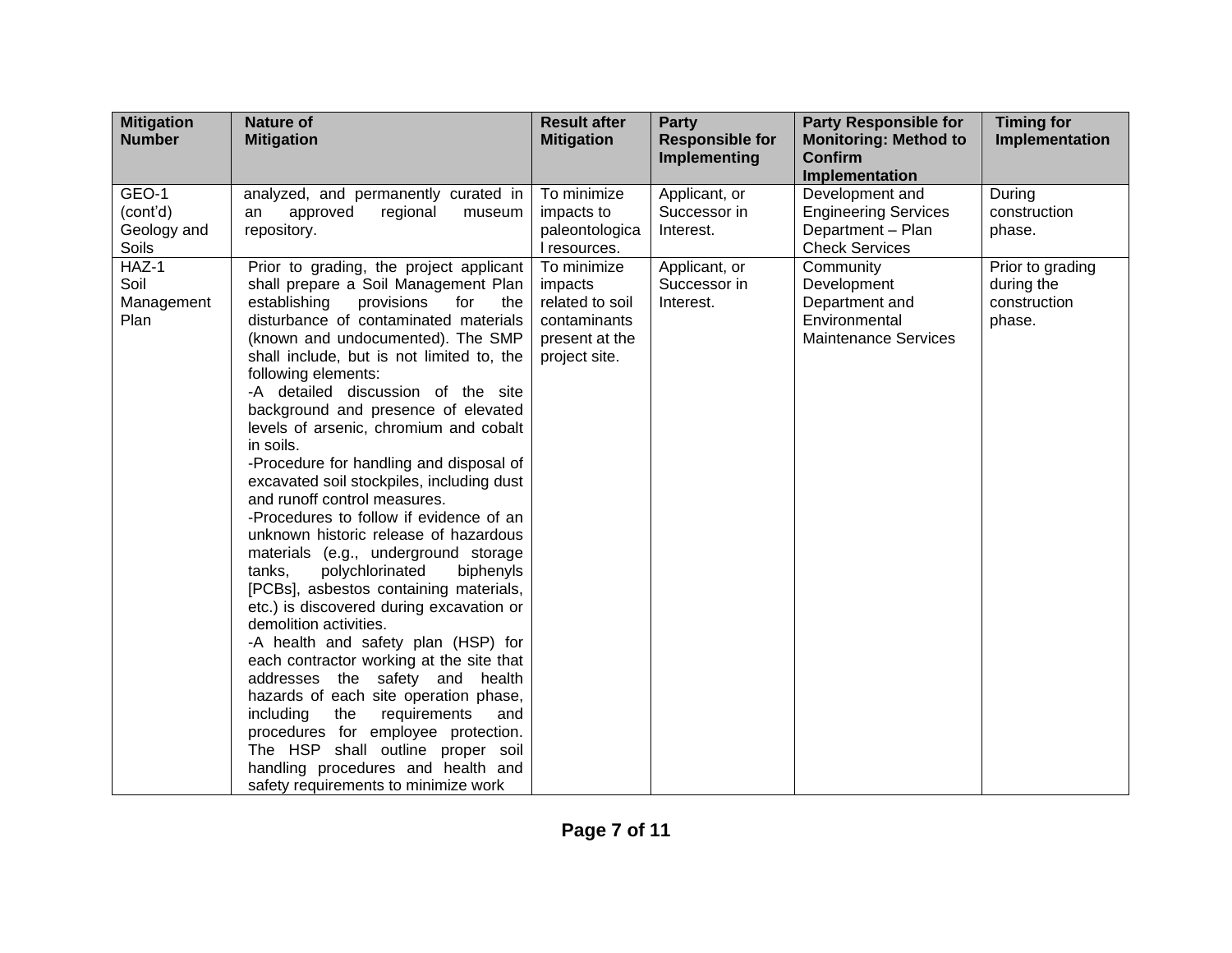| Mitigation Number | Nature of Mitigation | Result after Mitigation | Party Responsible for Implementing | Party Responsible for Monitoring: Method to Confirm Implementation | Timing for Implementation |
|---|---|---|---|---|---|
| GEO-1 (cont'd) Geology and Soils | analyzed, and permanently curated in an approved regional museum repository. | To minimize impacts to paleontological resources. | Applicant, or Successor in Interest. | Development and Engineering Services Department – Plan Check Services | During construction phase. |
| HAZ-1 Soil Management Plan | Prior to grading, the project applicant shall prepare a Soil Management Plan establishing provisions for the disturbance of contaminated materials (known and undocumented). The SMP shall include, but is not limited to, the following elements:<br>-A detailed discussion of the site background and presence of elevated levels of arsenic, chromium and cobalt in soils.<br>-Procedure for handling and disposal of excavated soil stockpiles, including dust and runoff control measures.<br>-Procedures to follow if evidence of an unknown historic release of hazardous materials (e.g., underground storage tanks, polychlorinated biphenyls [PCBs], asbestos containing materials, etc.) is discovered during excavation or demolition activities.<br>-A health and safety plan (HSP) for each contractor working at the site that addresses the safety and health hazards of each site operation phase, including the requirements and procedures for employee protection. The HSP shall outline proper soil handling procedures and health and safety requirements to minimize work | To minimize impacts related to soil contaminants present at the project site. | Applicant, or Successor in Interest. | Community Development Department and Environmental Maintenance Services | Prior to grading during the construction phase. |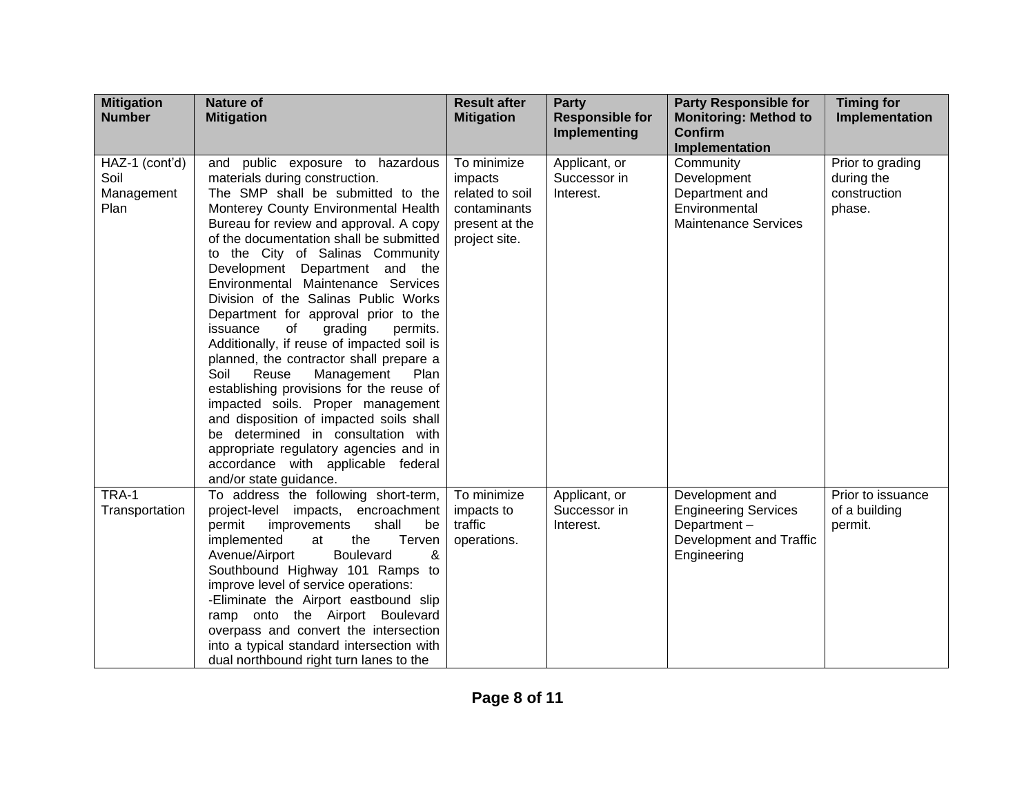| Mitigation Number | Nature of Mitigation | Result after Mitigation | Party Responsible for Implementing | Party Responsible for Monitoring: Method to Confirm Implementation | Timing for Implementation |
|---|---|---|---|---|---|
| HAZ-1 (cont'd) Soil Management Plan | and public exposure to hazardous materials during construction. The SMP shall be submitted to the Monterey County Environmental Health Bureau for review and approval. A copy of the documentation shall be submitted to the City of Salinas Community Development Department and the Environmental Maintenance Services Division of the Salinas Public Works Department for approval prior to the issuance of grading permits. Additionally, if reuse of impacted soil is planned, the contractor shall prepare a Soil Reuse Management Plan establishing provisions for the reuse of impacted soils. Proper management and disposition of impacted soils shall be determined in consultation with appropriate regulatory agencies and in accordance with applicable federal and/or state guidance. | To minimize impacts related to soil contaminants present at the project site. | Applicant, or Successor in Interest. | Community Development Department and Environmental Maintenance Services | Prior to grading during the construction phase. |
| TRA-1 Transportation | To address the following short-term, project-level impacts, encroachment permit improvements shall be implemented at the Terven Avenue/Airport Boulevard & Southbound Highway 101 Ramps to improve level of service operations: -Eliminate the Airport eastbound slip ramp onto the Airport Boulevard overpass and convert the intersection into a typical standard intersection with dual northbound right turn lanes to the | To minimize impacts to traffic operations. | Applicant, or Successor in Interest. | Development and Engineering Services Department – Development and Traffic Engineering | Prior to issuance of a building permit. |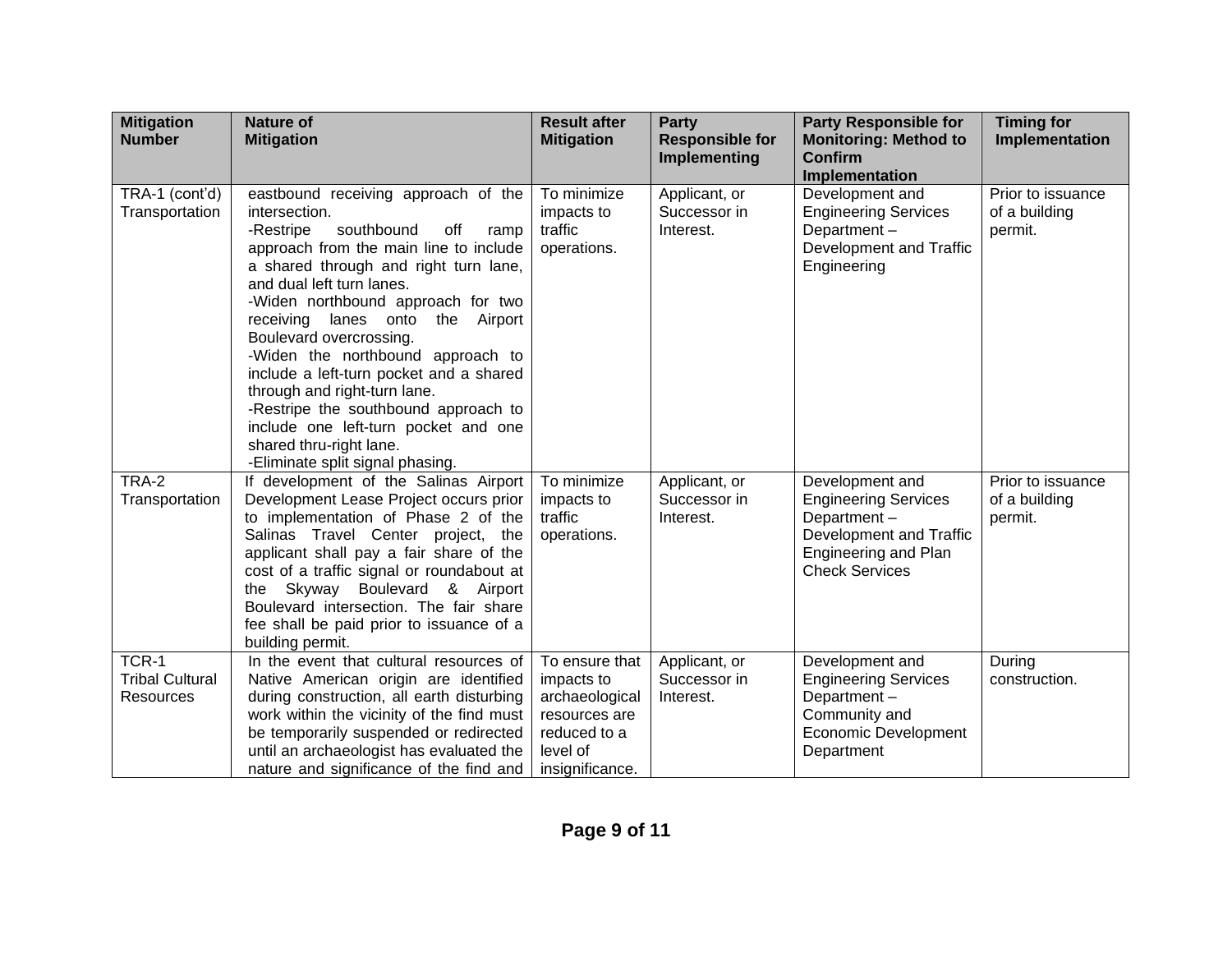| Mitigation Number | Nature of Mitigation | Result after Mitigation | Party Responsible for Implementing | Party Responsible for Monitoring: Method to Confirm Implementation | Timing for Implementation |
|---|---|---|---|---|---|
| TRA-1 (cont'd) Transportation | eastbound receiving approach of the intersection.<br>-Restripe southbound off ramp approach from the main line to include a shared through and right turn lane, and dual left turn lanes.<br>-Widen northbound approach for two receiving lanes onto the Airport Boulevard overcrossing.<br>-Widen the northbound approach to include a left-turn pocket and a shared through and right-turn lane.<br>-Restripe the southbound approach to include one left-turn pocket and one shared thru-right lane.<br>-Eliminate split signal phasing. | To minimize impacts to traffic operations. | Applicant, or Successor in Interest. | Development and Engineering Services Department – Development and Traffic Engineering | Prior to issuance of a building permit. |
| TRA-2 Transportation | If development of the Salinas Airport Development Lease Project occurs prior to implementation of Phase 2 of the Salinas Travel Center project, the applicant shall pay a fair share of the cost of a traffic signal or roundabout at the Skyway Boulevard & Airport Boulevard intersection. The fair share fee shall be paid prior to issuance of a building permit. | To minimize impacts to traffic operations. | Applicant, or Successor in Interest. | Development and Engineering Services Department – Development and Traffic Engineering and Plan Check Services | Prior to issuance of a building permit. |
| TCR-1 Tribal Cultural Resources | In the event that cultural resources of Native American origin are identified during construction, all earth disturbing work within the vicinity of the find must be temporarily suspended or redirected until an archaeologist has evaluated the nature and significance of the find and | To ensure that impacts to archaeological resources are reduced to a level of insignificance. | Applicant, or Successor in Interest. | Development and Engineering Services Department – Community and Economic Development Department | During construction. |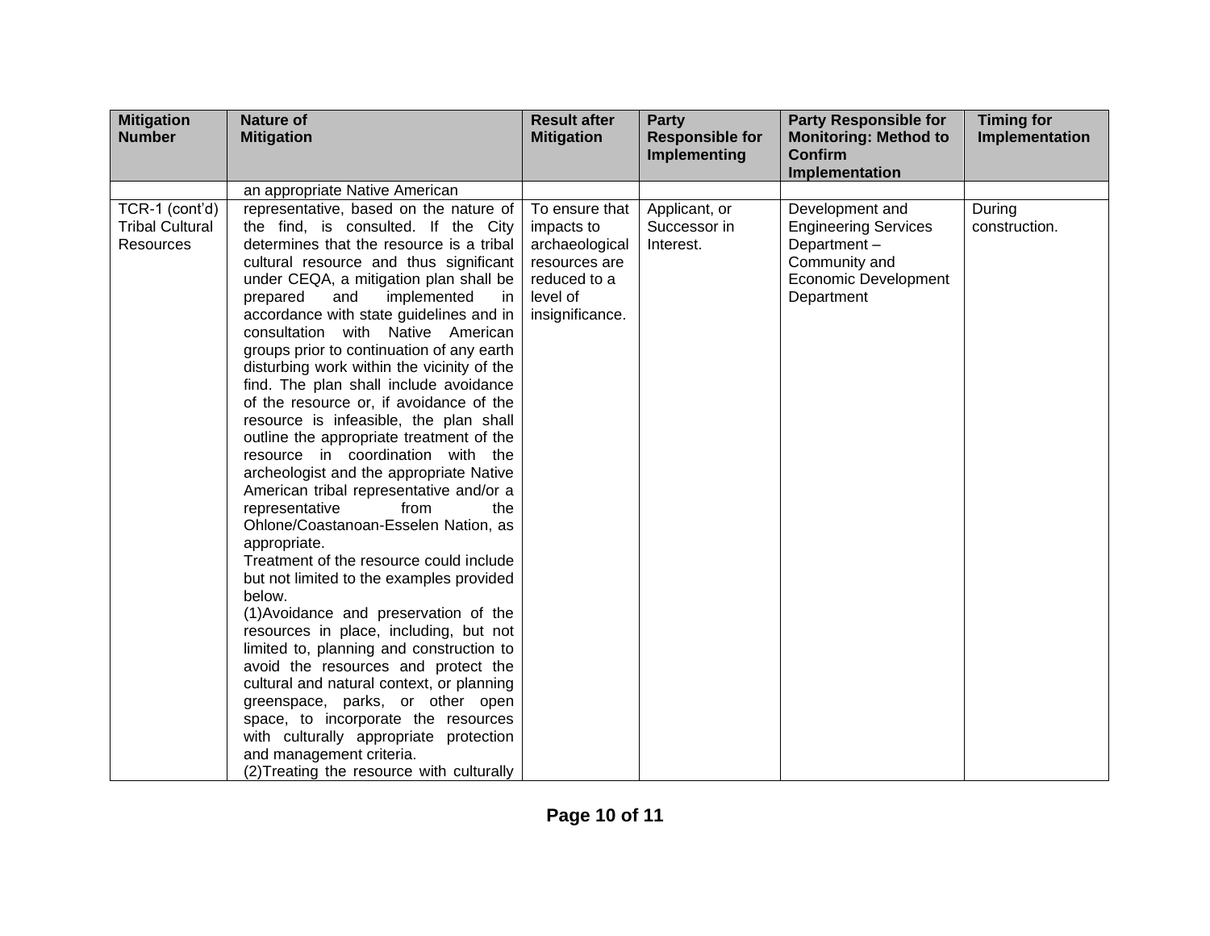| Mitigation Number | Nature of Mitigation | Result after Mitigation | Party Responsible for Implementing | Party Responsible for Monitoring: Method to Confirm Implementation | Timing for Implementation |
|---|---|---|---|---|---|
| | an appropriate Native American | | | | |
| TCR-1 (cont'd) Tribal Cultural Resources | representative, based on the nature of the find, is consulted. If the City determines that the resource is a tribal cultural resource and thus significant under CEQA, a mitigation plan shall be prepared and implemented in accordance with state guidelines and in consultation with Native American groups prior to continuation of any earth disturbing work within the vicinity of the find. The plan shall include avoidance of the resource or, if avoidance of the resource is infeasible, the plan shall outline the appropriate treatment of the resource in coordination with the archeologist and the appropriate Native American tribal representative and/or a representative from the Ohlone/Coastanoan-Esselen Nation, as appropriate.<br>Treatment of the resource could include but not limited to the examples provided below.<br>(1)Avoidance and preservation of the resources in place, including, but not limited to, planning and construction to avoid the resources and protect the cultural and natural context, or planning greenspace, parks, or other open space, to incorporate the resources with culturally appropriate protection and management criteria.<br>(2)Treating the resource with culturally | To ensure that impacts to archaeological resources are reduced to a level of insignificance. | Applicant, or Successor in Interest. | Development and Engineering Services Department – Community and Economic Development Department | During construction. |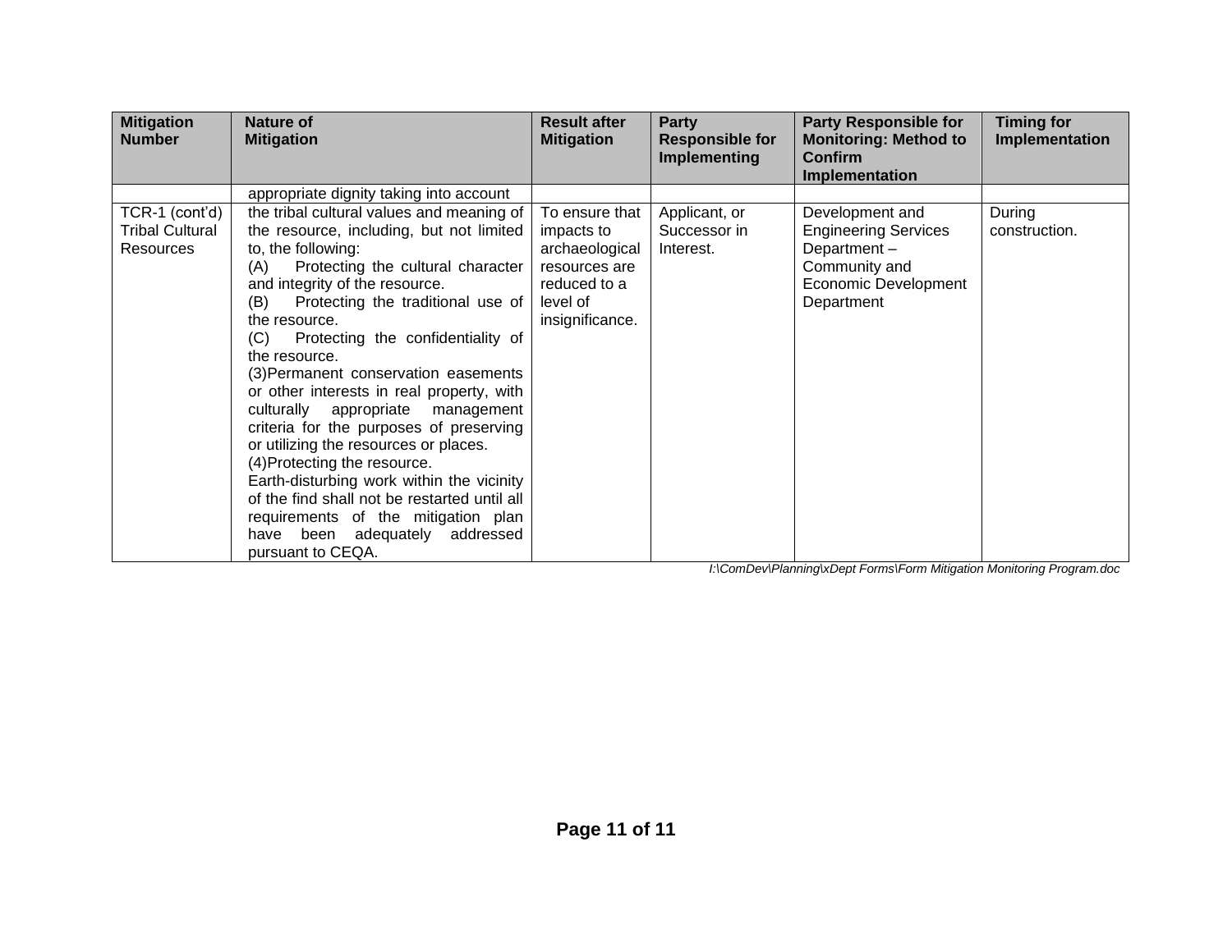| Mitigation Number | Nature of Mitigation | Result after Mitigation | Party Responsible for Implementing | Party Responsible for Monitoring: Method to Confirm Implementation | Timing for Implementation |
| --- | --- | --- | --- | --- | --- |
| | appropriate dignity taking into account | | | | |
| TCR-1 (cont'd) Tribal Cultural Resources | the tribal cultural values and meaning of the resource, including, but not limited to, the following:<br>(A) Protecting the cultural character and integrity of the resource.<br>(B) Protecting the traditional use of the resource.<br>(C) Protecting the confidentiality of the resource.<br>(3)Permanent conservation easements or other interests in real property, with culturally appropriate management criteria for the purposes of preserving or utilizing the resources or places.<br>(4)Protecting the resource.<br>Earth-disturbing work within the vicinity of the find shall not be restarted until all requirements of the mitigation plan have been adequately addressed pursuant to CEQA. | To ensure that impacts to archaeological resources are reduced to a level of insignificance. | Applicant, or Successor in Interest. | Development and Engineering Services Department – Community and Economic Development Department | During construction. |

*I:\ComDev\Planning\xDept Forms\Form Mitigation Monitoring Program.doc*